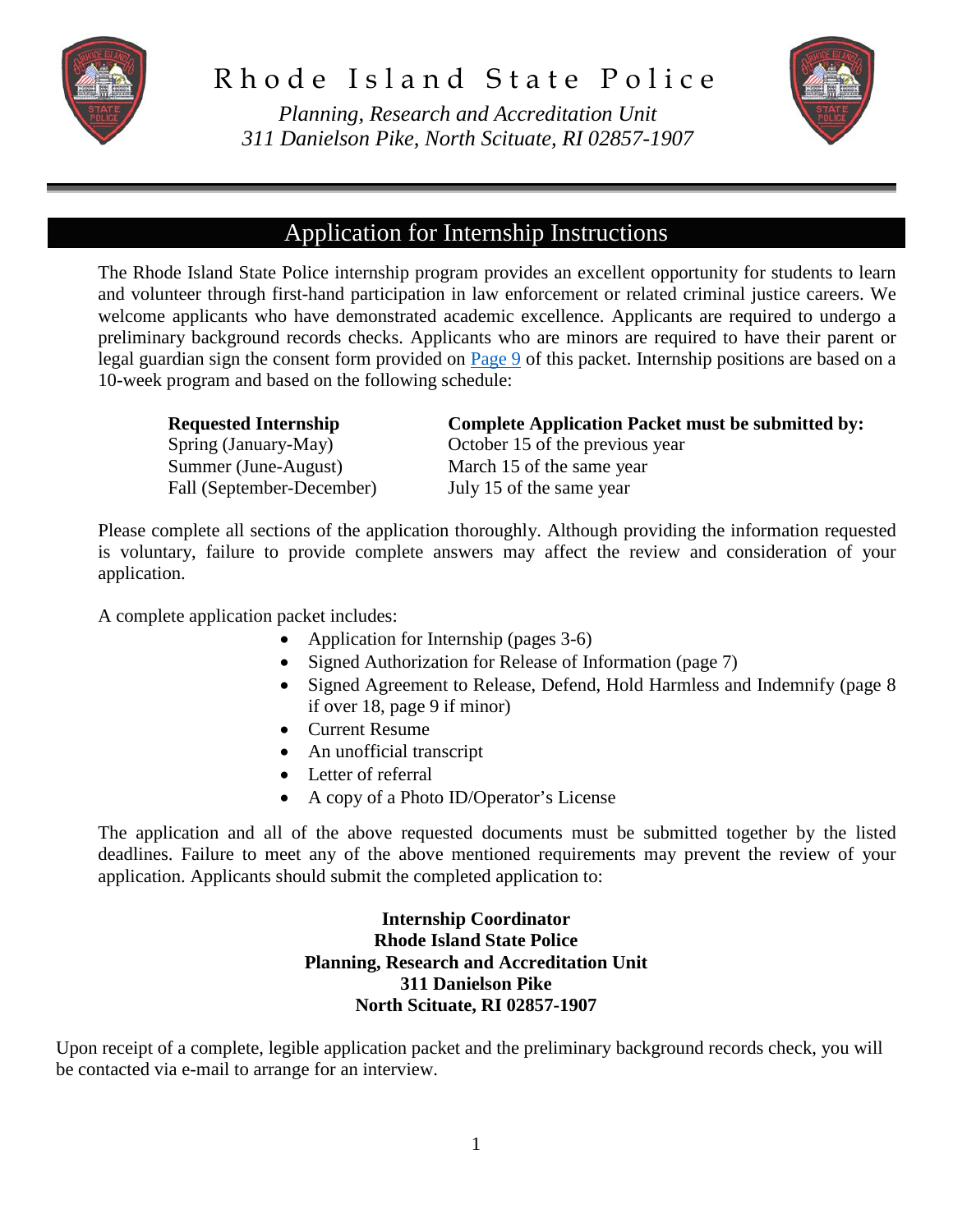# Rhode Island State Police

*Planning, Research and Accreditation Unit*
*311 Danielson Pike, North Scituate, RI 02857-1907*

## Application for Internship Instructions

The Rhode Island State Police internship program provides an excellent opportunity for students to learn and volunteer through first-hand participation in law enforcement or related criminal justice careers. We welcome applicants who have demonstrated academic excellence. Applicants are required to undergo a preliminary background records checks. Applicants who are minors are required to have their parent or legal guardian sign the consent form provided on Page 9 of this packet. Internship positions are based on a 10-week program and based on the following schedule:

| **Requested Internship** | **Complete Application Packet must be submitted by:** |
|---|---|
| Spring (January-May) | October 15 of the previous year |
| Summer (June-August) | March 15 of the same year |
| Fall (September-December) | July 15 of the same year |

Please complete all sections of the application thoroughly. Although providing the information requested is voluntary, failure to provide complete answers may affect the review and consideration of your application.

A complete application packet includes:

- Application for Internship (pages 3-6)
- Signed Authorization for Release of Information (page 7)
- Signed Agreement to Release, Defend, Hold Harmless and Indemnify (page 8 if over 18, page 9 if minor)
- Current Resume
- An unofficial transcript
- Letter of referral
- A copy of a Photo ID/Operator's License

The application and all of the above requested documents must be submitted together by the listed deadlines. Failure to meet any of the above mentioned requirements may prevent the review of your application. Applicants should submit the completed application to:

**Internship Coordinator**
**Rhode Island State Police**
**Planning, Research and Accreditation Unit**
**311 Danielson Pike**
**North Scituate, RI 02857-1907**

Upon receipt of a complete, legible application packet and the preliminary background records check, you will be contacted via e-mail to arrange for an interview.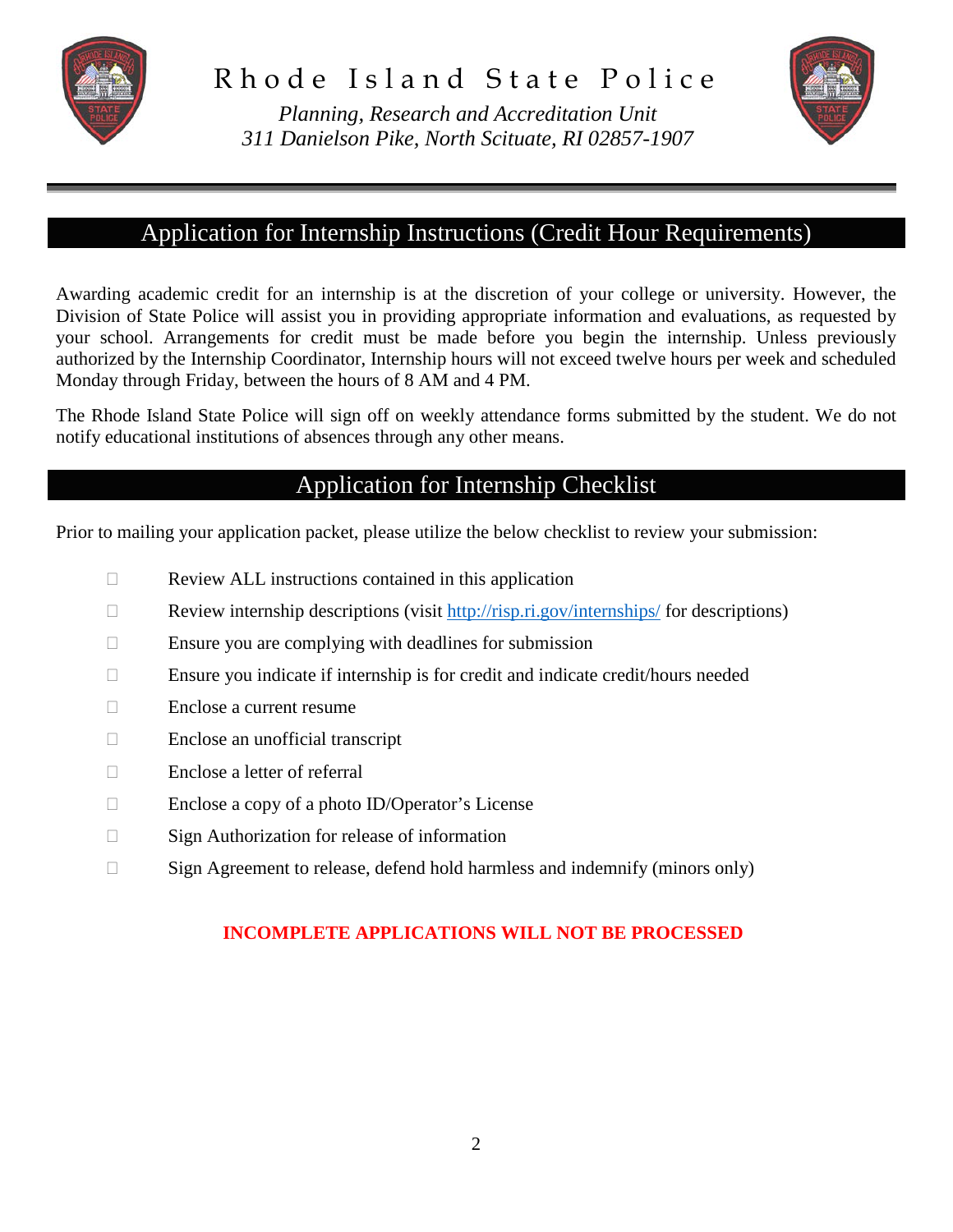# Rhode Island State Police

*Planning, Research and Accreditation Unit*
*311 Danielson Pike, North Scituate, RI 02857-1907*

## Application for Internship Instructions (Credit Hour Requirements)

Awarding academic credit for an internship is at the discretion of your college or university. However, the Division of State Police will assist you in providing appropriate information and evaluations, as requested by your school. Arrangements for credit must be made before you begin the internship. Unless previously authorized by the Internship Coordinator, Internship hours will not exceed twelve hours per week and scheduled Monday through Friday, between the hours of 8 AM and 4 PM.

The Rhode Island State Police will sign off on weekly attendance forms submitted by the student. We do not notify educational institutions of absences through any other means.

## Application for Internship Checklist

Prior to mailing your application packet, please utilize the below checklist to review your submission:

- ☐ Review ALL instructions contained in this application
- ☐ Review internship descriptions (visit http://risp.ri.gov/internships/ for descriptions)
- ☐ Ensure you are complying with deadlines for submission
- ☐ Ensure you indicate if internship is for credit and indicate credit/hours needed
- ☐ Enclose a current resume
- ☐ Enclose an unofficial transcript
- ☐ Enclose a letter of referral
- ☐ Enclose a copy of a photo ID/Operator's License
- ☐ Sign Authorization for release of information
- ☐ Sign Agreement to release, defend hold harmless and indemnify (minors only)

**INCOMPLETE APPLICATIONS WILL NOT BE PROCESSED**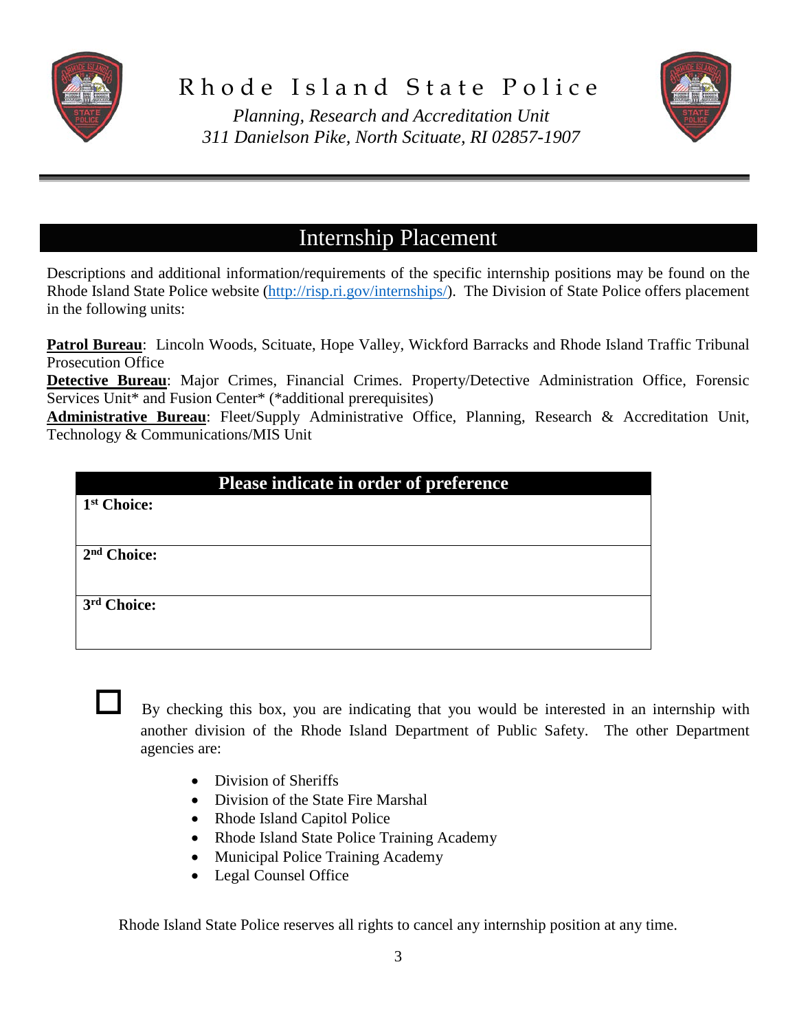# Rhode Island State Police

*Planning, Research and Accreditation Unit*
*311 Danielson Pike, North Scituate, RI 02857-1907*

## Internship Placement

Descriptions and additional information/requirements of the specific internship positions may be found on the Rhode Island State Police website (http://risp.ri.gov/internships/). The Division of State Police offers placement in the following units:

**Patrol Bureau**: Lincoln Woods, Scituate, Hope Valley, Wickford Barracks and Rhode Island Traffic Tribunal Prosecution Office

**Detective Bureau**: Major Crimes, Financial Crimes. Property/Detective Administration Office, Forensic Services Unit* and Fusion Center* (*additional prerequisites)

**Administrative Bureau**: Fleet/Supply Administrative Office, Planning, Research & Accreditation Unit, Technology & Communications/MIS Unit

| Please indicate in order of preference |
|---|
| **1st Choice:** |
| **2nd Choice:** |
| **3rd Choice:** |

☐ By checking this box, you are indicating that you would be interested in an internship with another division of the Rhode Island Department of Public Safety. The other Department agencies are:

- Division of Sheriffs
- Division of the State Fire Marshal
- Rhode Island Capitol Police
- Rhode Island State Police Training Academy
- Municipal Police Training Academy
- Legal Counsel Office

Rhode Island State Police reserves all rights to cancel any internship position at any time.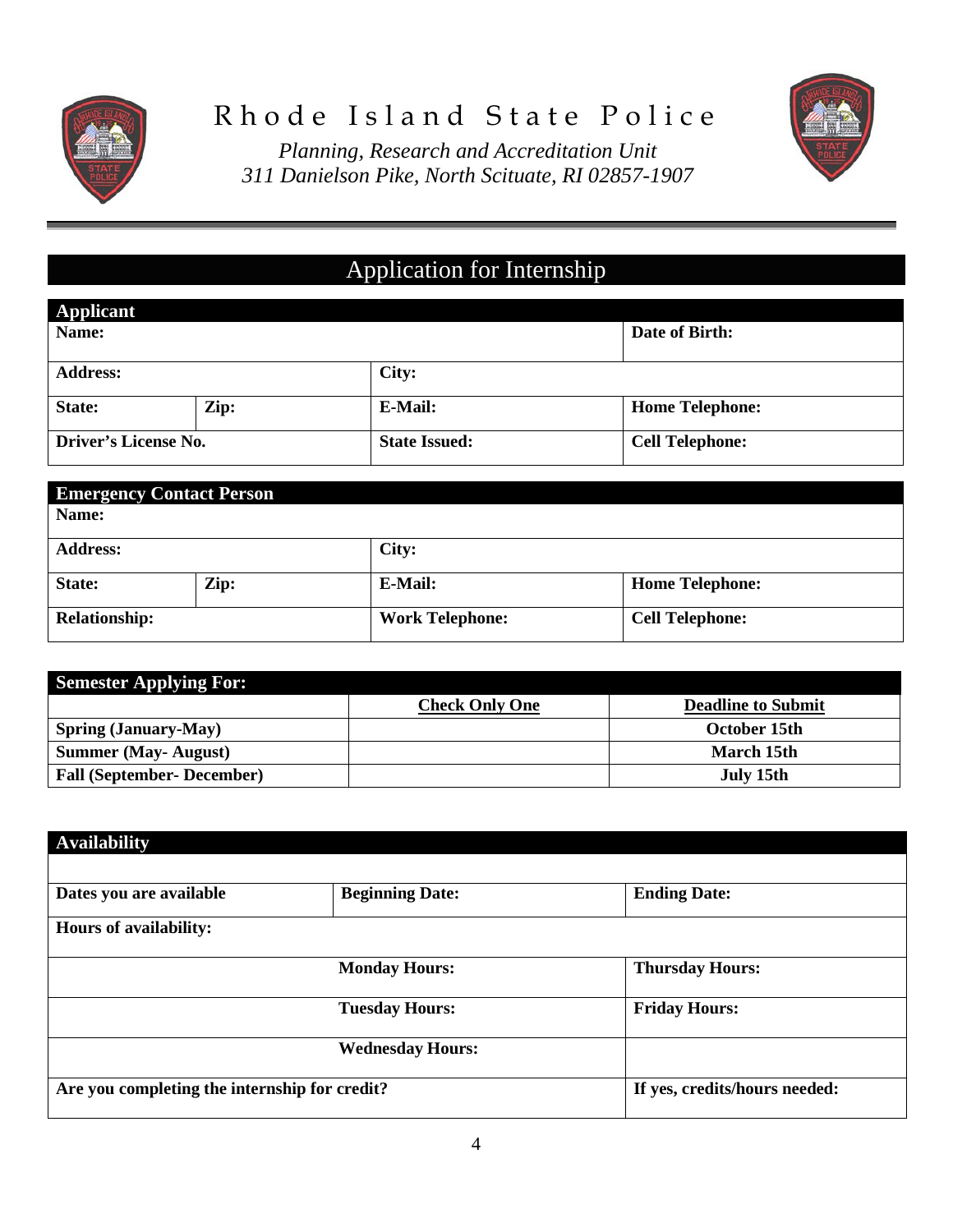# Rhode Island State Police

*Planning, Research and Accreditation Unit*
*311 Danielson Pike, North Scituate, RI 02857-1907*

## Application for Internship

| **Applicant** | | | |
|---|---|---|---|
| **Name:** | | | **Date of Birth:** |
| **Address:** | | **City:** | |
| **State:** | **Zip:** | **E-Mail:** | **Home Telephone:** |
| **Driver's License No.** | | **State Issued:** | **Cell Telephone:** |

| **Emergency Contact Person** | | | |
|---|---|---|---|
| **Name:** | | | |
| **Address:** | | **City:** | |
| **State:** | **Zip:** | **E-Mail:** | **Home Telephone:** |
| **Relationship:** | | **Work Telephone:** | **Cell Telephone:** |

| **Semester Applying For:** | | |
|---|---|---|
| | **Check Only One** | **Deadline to Submit** |
| **Spring (January-May)** | | **October 15th** |
| **Summer (May- August)** | | **March 15th** |
| **Fall (September- December)** | | **July 15th** |

| **Availability** | | |
|---|---|---|
| | | |
| **Dates you are available** | **Beginning Date:** | **Ending Date:** |
| **Hours of availability:** | | |
| | **Monday Hours:** | **Thursday Hours:** |
| | **Tuesday Hours:** | **Friday Hours:** |
| | **Wednesday Hours:** | |
| **Are you completing the internship for credit?** | | **If yes, credits/hours needed:** |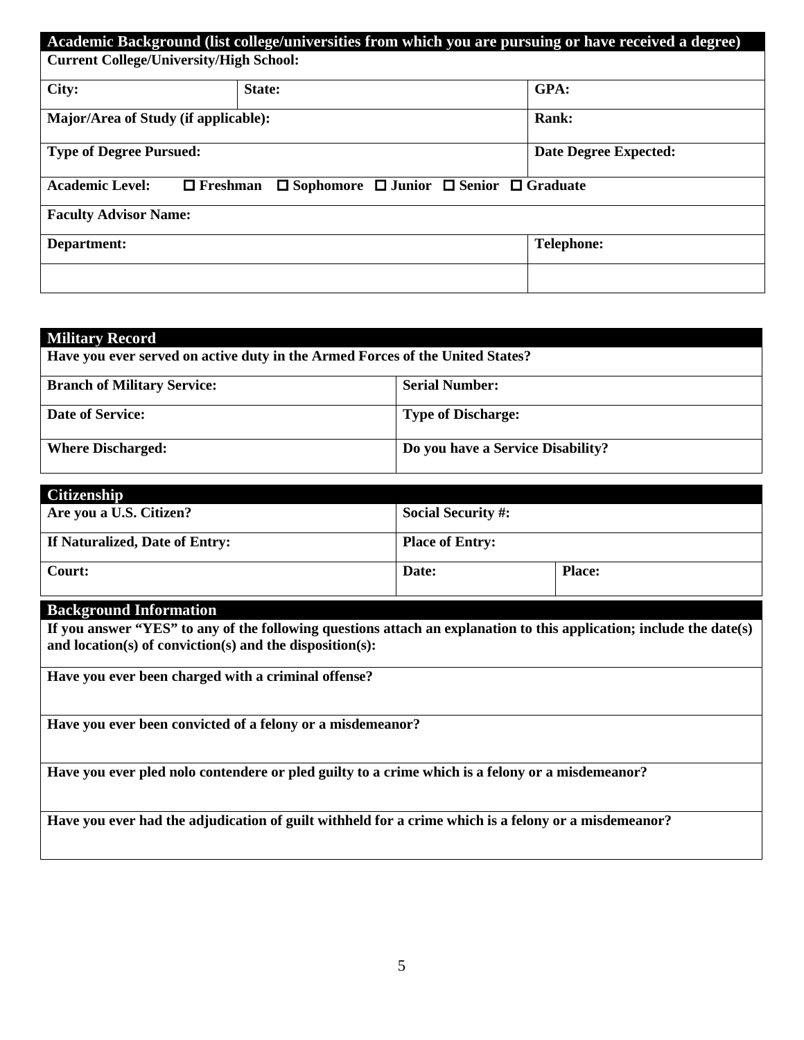| **Academic Background (list college/universities from which you are pursuing or have received a degree)** | | |
|---|---|---|
| **Current College/University/High School:** | | |
| **City:** | **State:** | **GPA:** |
| **Major/Area of Study (if applicable):** | | **Rank:** |
| **Type of Degree Pursued:** | | **Date Degree Expected:** |
| **Academic Level:** ☐ **Freshman** ☐ **Sophomore** ☐ **Junior** ☐ **Senior** ☐ **Graduate** | | |
| **Faculty Advisor Name:** | | |
| **Department:** | | **Telephone:** |
| | | |

| **Military Record** | |
|---|---|
| **Have you ever served on active duty in the Armed Forces of the United States?** | |
| **Branch of Military Service:** | **Serial Number:** |
| **Date of Service:** | **Type of Discharge:** |
| **Where Discharged:** | **Do you have a Service Disability?** |

| **Citizenship** | | |
|---|---|---|
| **Are you a U.S. Citizen?** | **Social Security #:** | |
| **If Naturalized, Date of Entry:** | **Place of Entry:** | |
| **Court:** | **Date:** | **Place:** |

| **Background Information** |
|---|
| **If you answer "YES" to any of the following questions attach an explanation to this application; include the date(s) and location(s) of conviction(s) and the disposition(s):** |
| **Have you ever been charged with a criminal offense?** |
| **Have you ever been convicted of a felony or a misdemeanor?** |
| **Have you ever pled nolo contendere or pled guilty to a crime which is a felony or a misdemeanor?** |
| **Have you ever had the adjudication of guilt withheld for a crime which is a felony or a misdemeanor?** |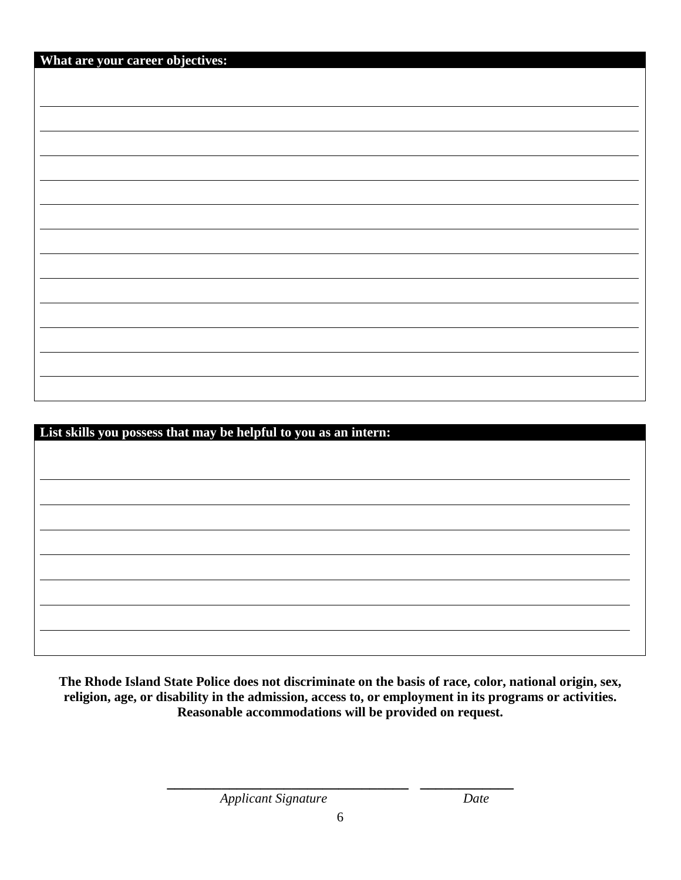**What are your career objectives:**

**List skills you possess that may be helpful to you as an intern:**

**The Rhode Island State Police does not discriminate on the basis of race, color, national origin, sex, religion, age, or disability in the admission, access to, or employment in its programs or activities. Reasonable accommodations will be provided on request.**

*Applicant Signature* *Date*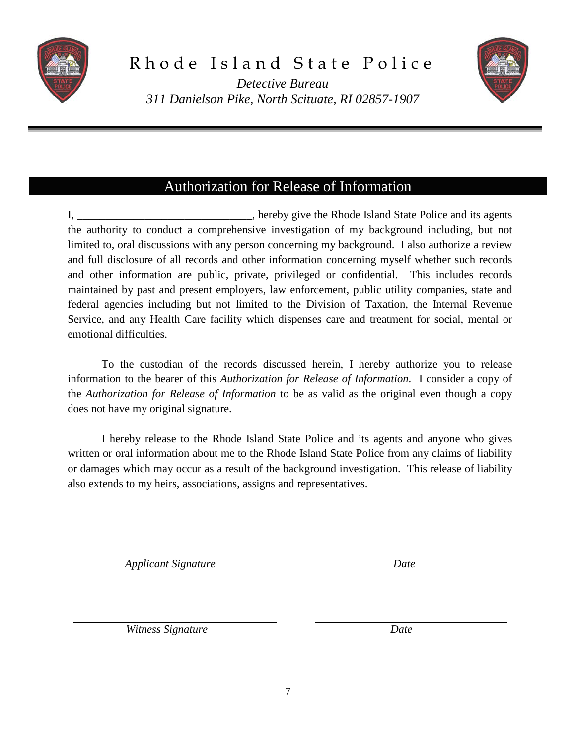# Rhode Island State Police

*Detective Bureau*
*311 Danielson Pike, North Scituate, RI 02857-1907*

## Authorization for Release of Information

I, ______________________________, hereby give the Rhode Island State Police and its agents the authority to conduct a comprehensive investigation of my background including, but not limited to, oral discussions with any person concerning my background. I also authorize a review and full disclosure of all records and other information concerning myself whether such records and other information are public, private, privileged or confidential. This includes records maintained by past and present employers, law enforcement, public utility companies, state and federal agencies including but not limited to the Division of Taxation, the Internal Revenue Service, and any Health Care facility which dispenses care and treatment for social, mental or emotional difficulties.

To the custodian of the records discussed herein, I hereby authorize you to release information to the bearer of this *Authorization for Release of Information*. I consider a copy of the *Authorization for Release of Information* to be as valid as the original even though a copy does not have my original signature.

I hereby release to the Rhode Island State Police and its agents and anyone who gives written or oral information about me to the Rhode Island State Police from any claims of liability or damages which may occur as a result of the background investigation. This release of liability also extends to my heirs, associations, assigns and representatives.

______________________________ ______________________________
*Applicant Signature* *Date*

______________________________ ______________________________
*Witness Signature* *Date*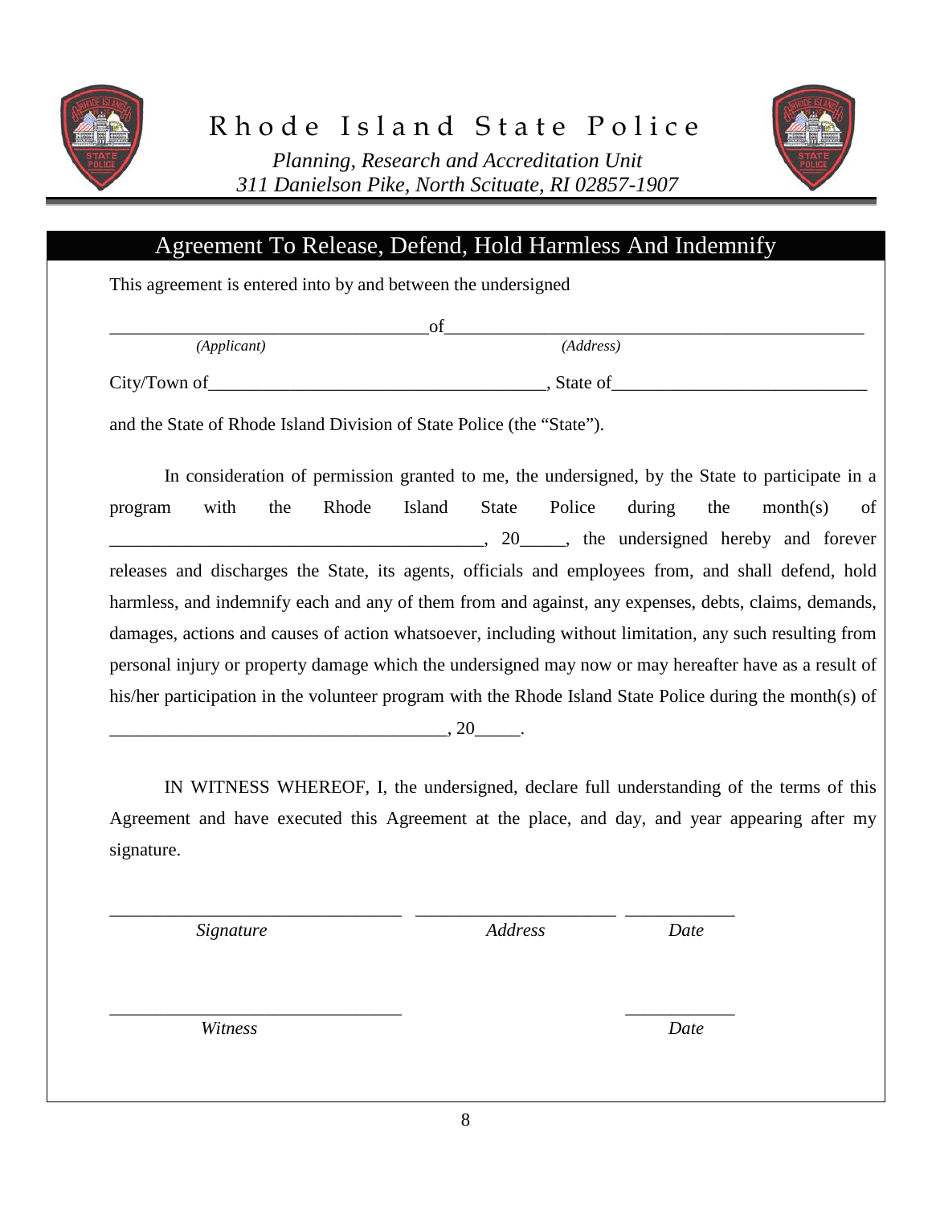# Rhode Island State Police

*Planning, Research and Accreditation Unit*
*311 Danielson Pike, North Scituate, RI 02857-1907*

## Agreement To Release, Defend, Hold Harmless And Indemnify

This agreement is entered into by and between the undersigned

___________________________________ of _______________________________________________
*(Applicant)* *(Address)*

City/Town of____________________________________, State of___________________________

and the State of Rhode Island Division of State Police (the "State").

In consideration of permission granted to me, the undersigned, by the State to participate in a program with the Rhode Island State Police during the month(s) of ________________________________________, 20_____, the undersigned hereby and forever releases and discharges the State, its agents, officials and employees from, and shall defend, hold harmless, and indemnify each and any of them from and against, any expenses, debts, claims, demands, damages, actions and causes of action whatsoever, including without limitation, any such resulting from personal injury or property damage which the undersigned may now or may hereafter have as a result of his/her participation in the volunteer program with the Rhode Island State Police during the month(s) of ____________________________________, 20_____.

IN WITNESS WHEREOF, I, the undersigned, declare full understanding of the terms of this Agreement and have executed this Agreement at the place, and day, and year appearing after my signature.

_______________________________ _____________________ ____________
*Signature* *Address* *Date*

_______________________________ ____________
*Witness* *Date*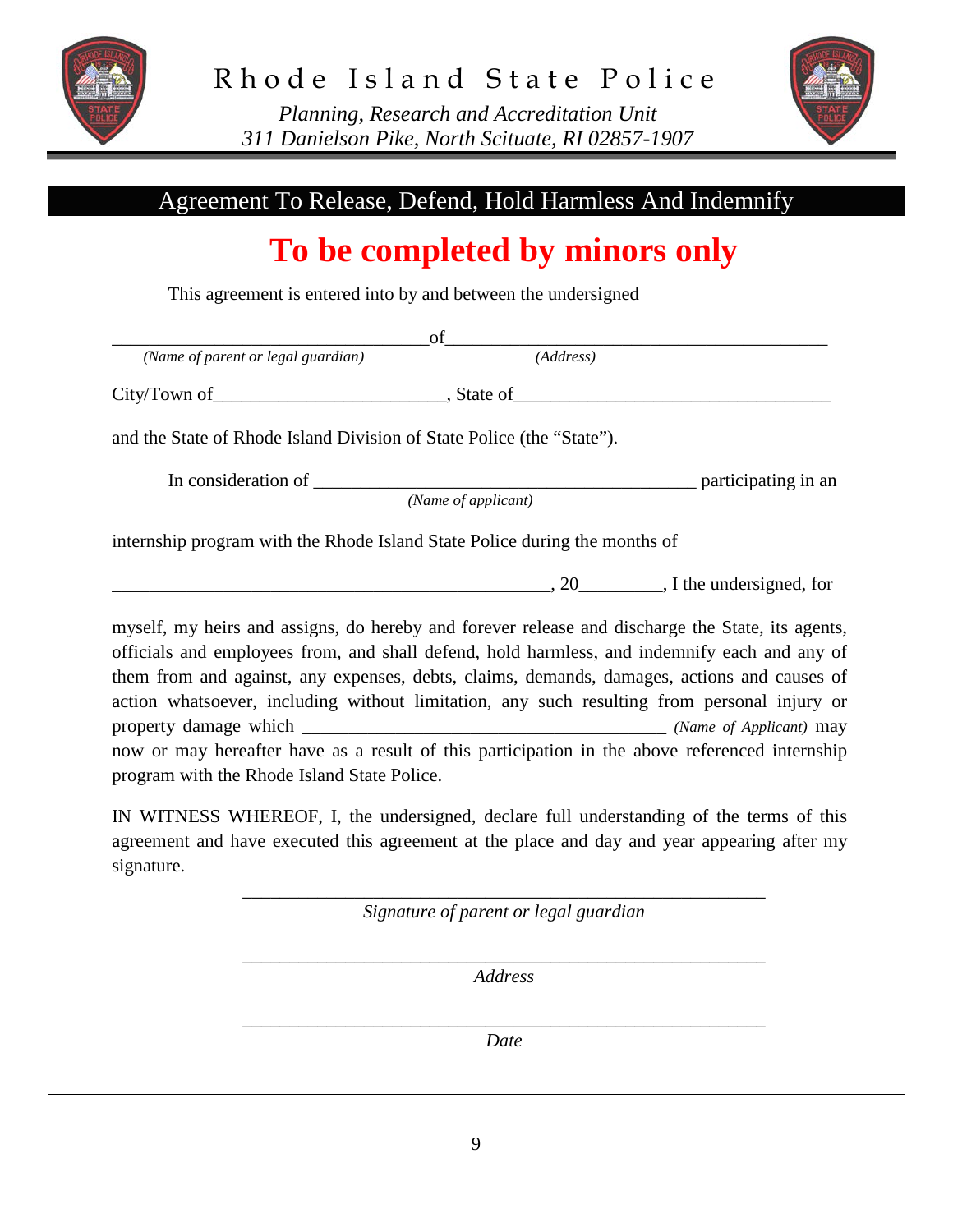# Rhode Island State Police

*Planning, Research and Accreditation Unit*
*311 Danielson Pike, North Scituate, RI 02857-1907*

## Agreement To Release, Defend, Hold Harmless And Indemnify

# To be completed by minors only

This agreement is entered into by and between the undersigned

_________________________________of________________________________________
*(Name of parent or legal guardian)* *(Address)*

City/Town of________________________, State of_________________________________

and the State of Rhode Island Division of State Police (the "State").

In consideration of ________________________________________ participating in an
*(Name of applicant)*

internship program with the Rhode Island State Police during the months of

______________________________________________, 20_________, I the undersigned, for

myself, my heirs and assigns, do hereby and forever release and discharge the State, its agents, officials and employees from, and shall defend, hold harmless, and indemnify each and any of them from and against, any expenses, debts, claims, demands, damages, actions and causes of action whatsoever, including without limitation, any such resulting from personal injury or property damage which ______________________________________ *(Name of Applicant)* may now or may hereafter have as a result of this participation in the above referenced internship program with the Rhode Island State Police.

IN WITNESS WHEREOF, I, the undersigned, declare full understanding of the terms of this agreement and have executed this agreement at the place and day and year appearing after my signature.

_______________________________________________________
*Signature of parent or legal guardian*

_______________________________________________________
*Address*

_______________________________________________________
*Date*